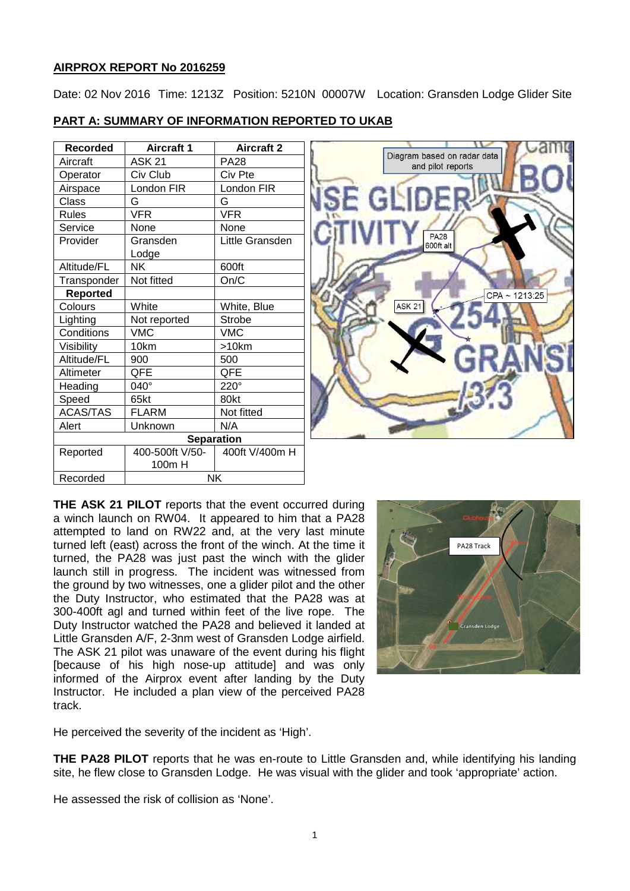**AIRPROX REPORT No 2016259**

Date: 02 Nov 2016 Time: 1213Z Position: 5210N 00007W Location: Gransden Lodge Glider Site

**PART A: SUMMARY OF INFORMATION REPORTED TO UKAB**

| Recorded | Aircraft 1 | Aircraft 2 |
|---|---|---|
| Aircraft | ASK 21 | PA28 |
| Operator | Civ Club | Civ Pte |
| Airspace | London FIR | London FIR |
| Class | G | G |
| Rules | VFR | VFR |
| Service | None | None |
| Provider | Gransden Lodge | Little Gransden |
| Altitude/FL | NK | 600ft |
| Transponder | Not fitted | On/C |
| **Reported** | | |
| Colours | White | White, Blue |
| Lighting | Not reported | Strobe |
| Conditions | VMC | VMC |
| Visibility | 10km | >10km |
| Altitude/FL | 900 | 500 |
| Altimeter | QFE | QFE |
| Heading | 040° | 220° |
| Speed | 65kt | 80kt |
| ACAS/TAS | FLARM | Not fitted |
| Alert | Unknown | N/A |
| **Separation** | | |
| Reported | 400-500ft V/50-100m H | 400ft V/400m H |
| Recorded | NK | |

**THE ASK 21 PILOT** reports that the event occurred during a winch launch on RW04. It appeared to him that a PA28 attempted to land on RW22 and, at the very last minute turned left (east) across the front of the winch. At the time it turned, the PA28 was just past the winch with the glider launch still in progress. The incident was witnessed from the ground by two witnesses, one a glider pilot and the other the Duty Instructor, who estimated that the PA28 was at 300-400ft agl and turned within feet of the live rope. The Duty Instructor watched the PA28 and believed it landed at Little Gransden A/F, 2-3nm west of Gransden Lodge airfield. The ASK 21 pilot was unaware of the event during his flight [because of his high nose-up attitude] and was only informed of the Airprox event after landing by the Duty Instructor. He included a plan view of the perceived PA28 track.

He perceived the severity of the incident as 'High'.

**THE PA28 PILOT** reports that he was en-route to Little Gransden and, while identifying his landing site, he flew close to Gransden Lodge. He was visual with the glider and took 'appropriate' action.

He assessed the risk of collision as 'None'.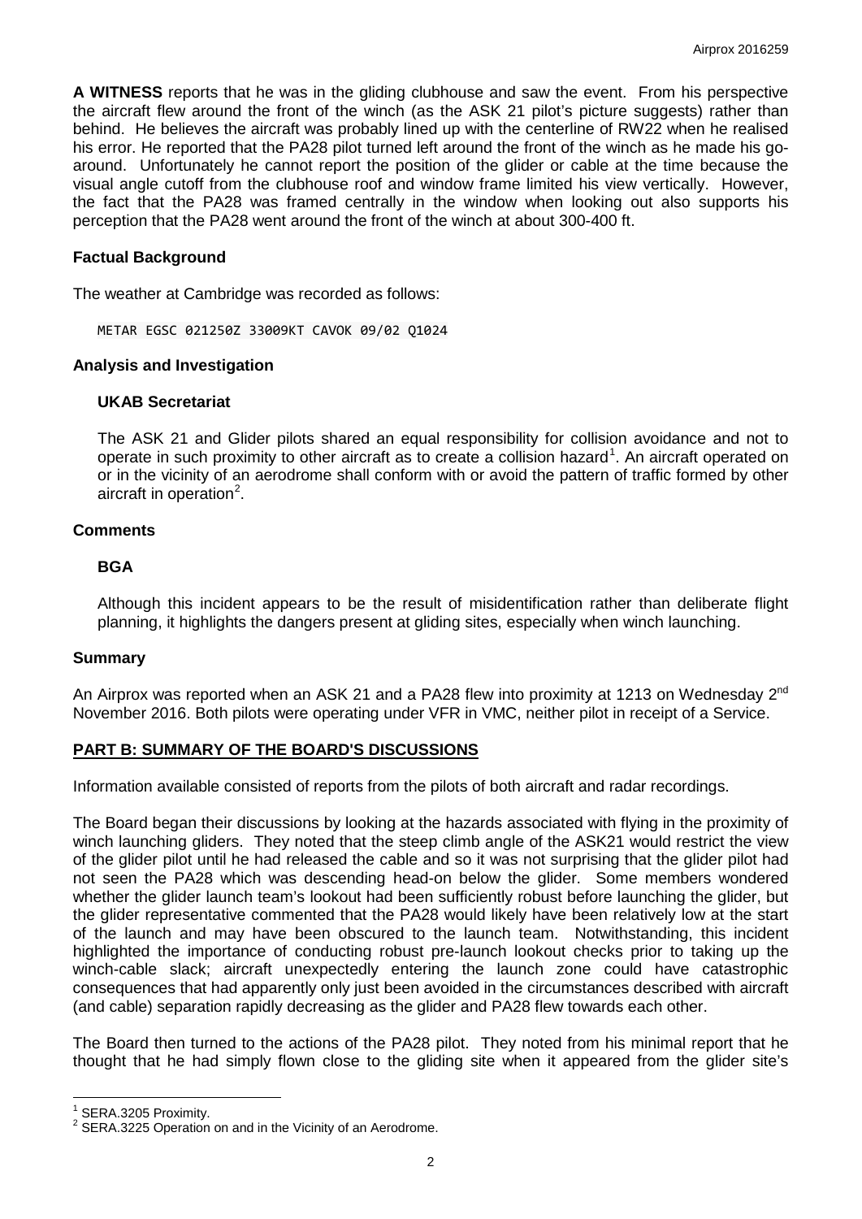**A WITNESS** reports that he was in the gliding clubhouse and saw the event. From his perspective the aircraft flew around the front of the winch (as the ASK 21 pilot's picture suggests) rather than behind. He believes the aircraft was probably lined up with the centerline of RW22 when he realised his error. He reported that the PA28 pilot turned left around the front of the winch as he made his go-around. Unfortunately he cannot report the position of the glider or cable at the time because the visual angle cutoff from the clubhouse roof and window frame limited his view vertically. However, the fact that the PA28 was framed centrally in the window when looking out also supports his perception that the PA28 went around the front of the winch at about 300-400 ft.

### Factual Background

The weather at Cambridge was recorded as follows:

```
METAR EGSC 021250Z 33009KT CAVOK 09/02 Q1024
```

### Analysis and Investigation

#### UKAB Secretariat

The ASK 21 and Glider pilots shared an equal responsibility for collision avoidance and not to operate in such proximity to other aircraft as to create a collision hazard[1]. An aircraft operated on or in the vicinity of an aerodrome shall conform with or avoid the pattern of traffic formed by other aircraft in operation[2].

### Comments

#### BGA

Although this incident appears to be the result of misidentification rather than deliberate flight planning, it highlights the dangers present at gliding sites, especially when winch launching.

### Summary

An Airprox was reported when an ASK 21 and a PA28 flew into proximity at 1213 on Wednesday 2nd November 2016. Both pilots were operating under VFR in VMC, neither pilot in receipt of a Service.

## PART B: SUMMARY OF THE BOARD'S DISCUSSIONS

Information available consisted of reports from the pilots of both aircraft and radar recordings.

The Board began their discussions by looking at the hazards associated with flying in the proximity of winch launching gliders. They noted that the steep climb angle of the ASK21 would restrict the view of the glider pilot until he had released the cable and so it was not surprising that the glider pilot had not seen the PA28 which was descending head-on below the glider. Some members wondered whether the glider launch team's lookout had been sufficiently robust before launching the glider, but the glider representative commented that the PA28 would likely have been relatively low at the start of the launch and may have been obscured to the launch team. Notwithstanding, this incident highlighted the importance of conducting robust pre-launch lookout checks prior to taking up the winch-cable slack; aircraft unexpectedly entering the launch zone could have catastrophic consequences that had apparently only just been avoided in the circumstances described with aircraft (and cable) separation rapidly decreasing as the glider and PA28 flew towards each other.

The Board then turned to the actions of the PA28 pilot. They noted from his minimal report that he thought that he had simply flown close to the gliding site when it appeared from the glider site's

---

[1] SERA.3205 Proximity.

[2] SERA.3225 Operation on and in the Vicinity of an Aerodrome.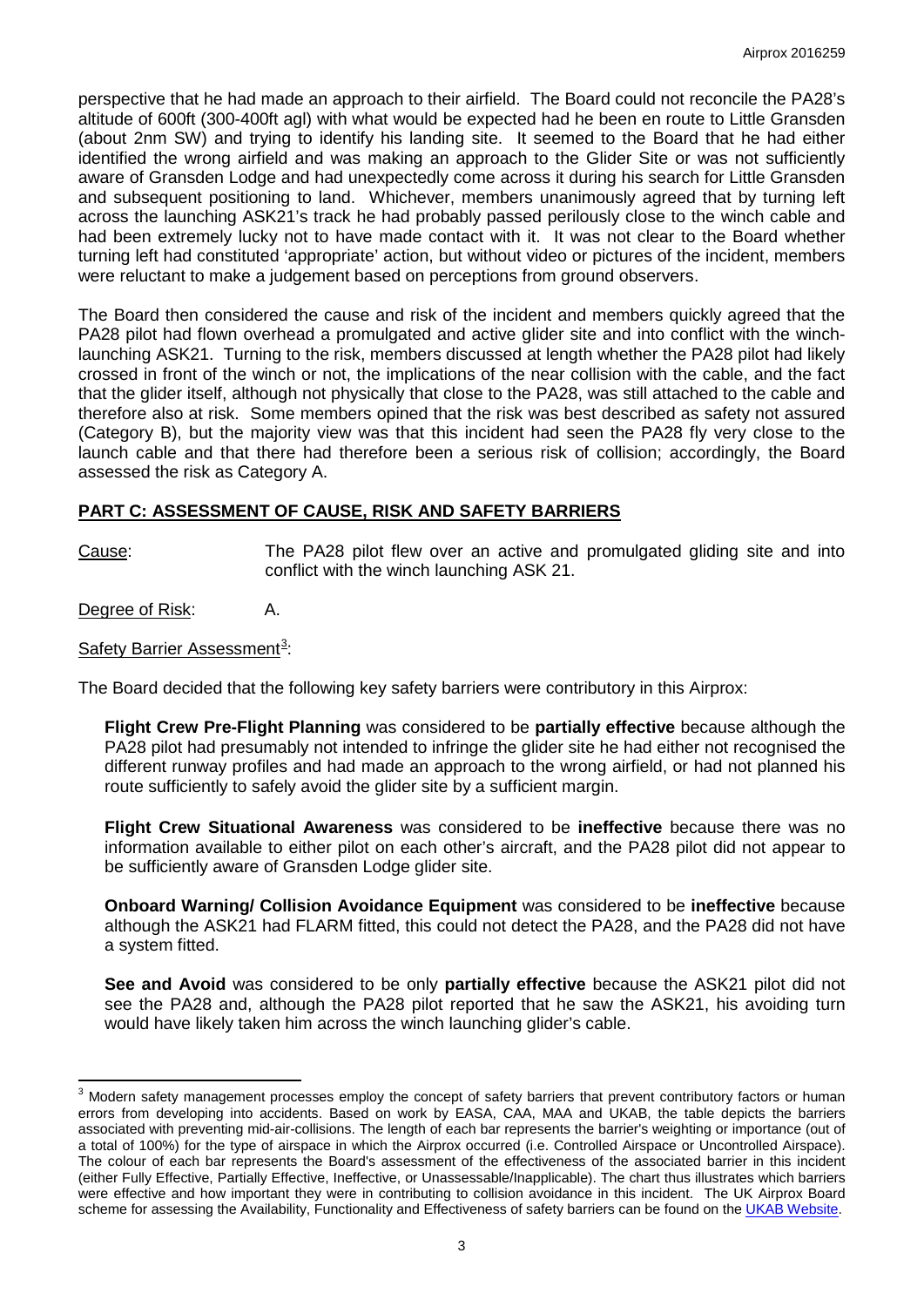perspective that he had made an approach to their airfield. The Board could not reconcile the PA28's altitude of 600ft (300-400ft agl) with what would be expected had he been en route to Little Gransden (about 2nm SW) and trying to identify his landing site. It seemed to the Board that he had either identified the wrong airfield and was making an approach to the Glider Site or was not sufficiently aware of Gransden Lodge and had unexpectedly come across it during his search for Little Gransden and subsequent positioning to land. Whichever, members unanimously agreed that by turning left across the launching ASK21's track he had probably passed perilously close to the winch cable and had been extremely lucky not to have made contact with it. It was not clear to the Board whether turning left had constituted 'appropriate' action, but without video or pictures of the incident, members were reluctant to make a judgement based on perceptions from ground observers.

The Board then considered the cause and risk of the incident and members quickly agreed that the PA28 pilot had flown overhead a promulgated and active glider site and into conflict with the winch-launching ASK21. Turning to the risk, members discussed at length whether the PA28 pilot had likely crossed in front of the winch or not, the implications of the near collision with the cable, and the fact that the glider itself, although not physically that close to the PA28, was still attached to the cable and therefore also at risk. Some members opined that the risk was best described as safety not assured (Category B), but the majority view was that this incident had seen the PA28 fly very close to the launch cable and that there had therefore been a serious risk of collision; accordingly, the Board assessed the risk as Category A.

## PART C: ASSESSMENT OF CAUSE, RISK AND SAFETY BARRIERS

Cause: The PA28 pilot flew over an active and promulgated gliding site and into conflict with the winch launching ASK 21.

Degree of Risk: A.

Safety Barrier Assessment[3]:

The Board decided that the following key safety barriers were contributory in this Airprox:

**Flight Crew Pre-Flight Planning** was considered to be **partially effective** because although the PA28 pilot had presumably not intended to infringe the glider site he had either not recognised the different runway profiles and had made an approach to the wrong airfield, or had not planned his route sufficiently to safely avoid the glider site by a sufficient margin.

**Flight Crew Situational Awareness** was considered to be **ineffective** because there was no information available to either pilot on each other's aircraft, and the PA28 pilot did not appear to be sufficiently aware of Gransden Lodge glider site.

**Onboard Warning/ Collision Avoidance Equipment** was considered to be **ineffective** because although the ASK21 had FLARM fitted, this could not detect the PA28, and the PA28 did not have a system fitted.

**See and Avoid** was considered to be only **partially effective** because the ASK21 pilot did not see the PA28 and, although the PA28 pilot reported that he saw the ASK21, his avoiding turn would have likely taken him across the winch launching glider's cable.

---

[3] Modern safety management processes employ the concept of safety barriers that prevent contributory factors or human errors from developing into accidents. Based on work by EASA, CAA, MAA and UKAB, the table depicts the barriers associated with preventing mid-air-collisions. The length of each bar represents the barrier's weighting or importance (out of a total of 100%) for the type of airspace in which the Airprox occurred (i.e. Controlled Airspace or Uncontrolled Airspace). The colour of each bar represents the Board's assessment of the effectiveness of the associated barrier in this incident (either Fully Effective, Partially Effective, Ineffective, or Unassessable/Inapplicable). The chart thus illustrates which barriers were effective and how important they were in contributing to collision avoidance in this incident. The UK Airprox Board scheme for assessing the Availability, Functionality and Effectiveness of safety barriers can be found on the UKAB Website.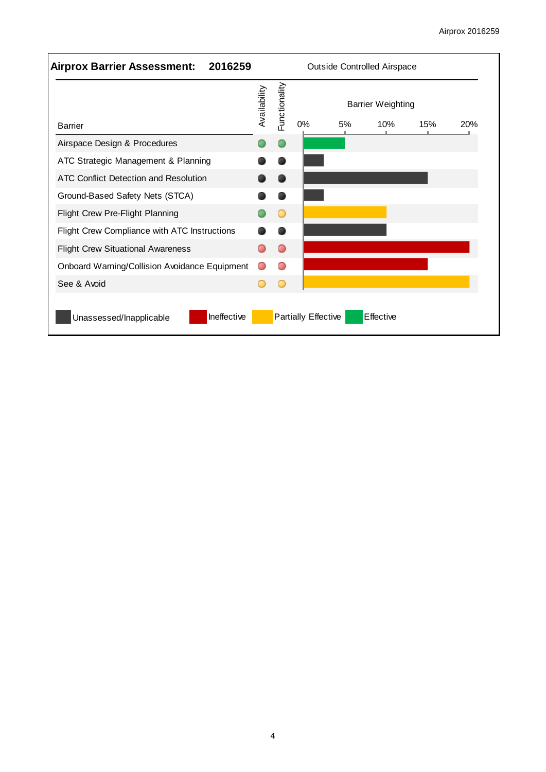**Airprox Barrier Assessment: 2016259**

Outside Controlled Airspace

Barrier

Availability

Functionality

Barrier Weighting

0%

5%

10%

15%

20%

Airspace Design & Procedures

ATC Strategic Management & Planning

ATC Conflict Detection and Resolution

Ground-Based Safety Nets (STCA)

Flight Crew Pre-Flight Planning

Flight Crew Compliance with ATC Instructions

Flight Crew Situational Awareness

Onboard Warning/Collision Avoidance Equipment

See & Avoid

Unassessed/Inapplicable

Ineffective

Partially Effective

Effective